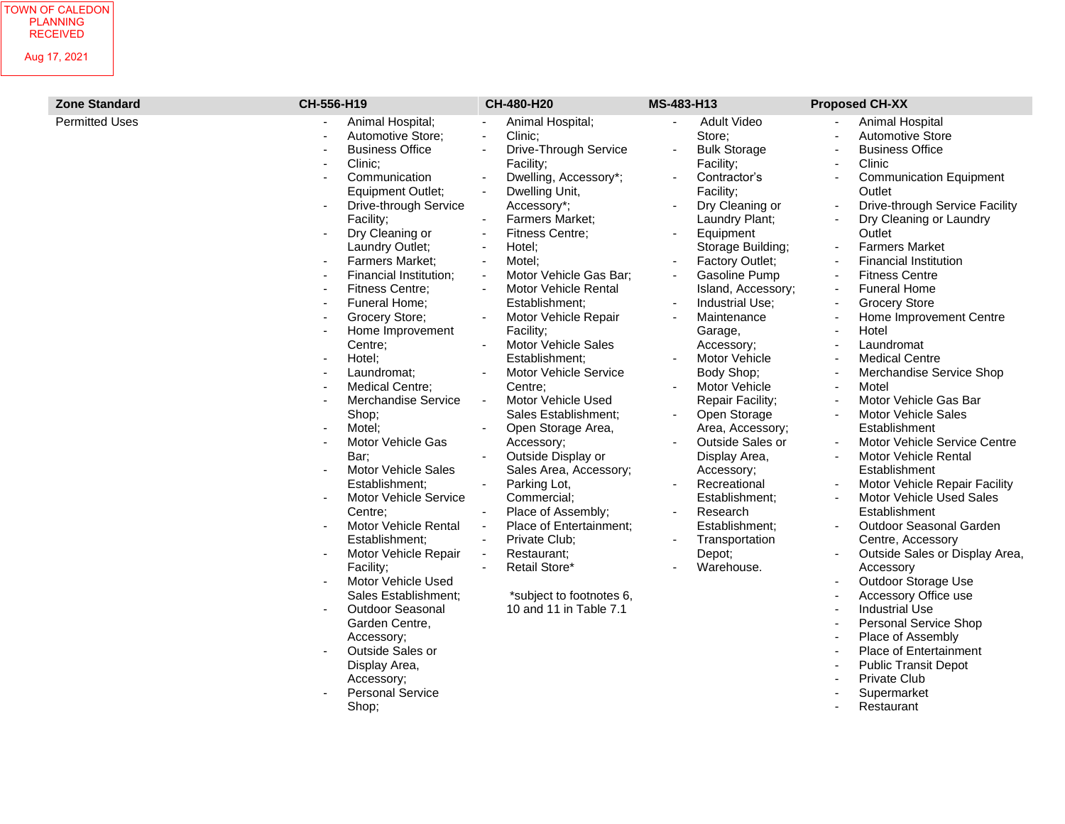TOWN OF CALEDON
PLANNING
RECEIVED

Aug 17, 2021

| Zone Standard | CH-556-H19 | CH-480-H20 | MS-483-H13 | Proposed CH-XX |
|---|---|---|---|---|
| Permitted Uses | - Animal Hospital;<br>- Automotive Store;<br>- Business Office<br>- Clinic;<br>- Communication Equipment Outlet;<br>- Drive-through Service Facility;<br>- Dry Cleaning or Laundry Outlet;<br>- Farmers Market;<br>- Financial Institution;<br>- Fitness Centre;<br>- Funeral Home;<br>- Grocery Store;<br>- Home Improvement Centre;<br>- Hotel;<br>- Laundromat;<br>- Medical Centre;<br>- Merchandise Service Shop;<br>- Motel;<br>- Motor Vehicle Gas Bar;<br>- Motor Vehicle Sales Establishment;<br>- Motor Vehicle Service Centre;<br>- Motor Vehicle Rental Establishment;<br>- Motor Vehicle Repair Facility;<br>- Motor Vehicle Used Sales Establishment;<br>- Outdoor Seasonal Garden Centre, Accessory;<br>- Outside Sales or Display Area, Accessory;<br>- Personal Service Shop; | - Animal Hospital;<br>- Clinic;<br>- Drive-Through Service Facility;<br>- Dwelling, Accessory*;<br>- Dwelling Unit, Accessory*;<br>- Farmers Market;<br>- Fitness Centre;<br>- Hotel;<br>- Motel;<br>- Motor Vehicle Gas Bar;<br>- Motor Vehicle Rental Establishment;<br>- Motor Vehicle Repair Facility;<br>- Motor Vehicle Sales Establishment;<br>- Motor Vehicle Service Centre;<br>- Motor Vehicle Used Sales Establishment;<br>- Open Storage Area, Accessory;<br>- Outside Display or Sales Area, Accessory;<br>- Parking Lot, Commercial;<br>- Place of Assembly;<br>- Place of Entertainment;<br>- Private Club;<br>- Restaurant;<br>- Retail Store*<br><br>*subject to footnotes 6, 10 and 11 in Table 7.1 | - Adult Video Store;<br>- Bulk Storage Facility;<br>- Contractor's Facility;<br>- Dry Cleaning or Laundry Plant;<br>- Equipment Storage Building;<br>- Factory Outlet;<br>- Gasoline Pump Island, Accessory;<br>- Industrial Use;<br>- Maintenance Garage, Accessory;<br>- Motor Vehicle Body Shop;<br>- Motor Vehicle Repair Facility;<br>- Open Storage Area, Accessory;<br>- Outside Sales or Display Area, Accessory;<br>- Recreational Establishment;<br>- Research Establishment;<br>- Transportation Depot;<br>- Warehouse. | - Animal Hospital<br>- Automotive Store<br>- Business Office<br>- Clinic<br>- Communication Equipment Outlet<br>- Drive-through Service Facility<br>- Dry Cleaning or Laundry Outlet<br>- Farmers Market<br>- Financial Institution<br>- Fitness Centre<br>- Funeral Home<br>- Grocery Store<br>- Home Improvement Centre<br>- Hotel<br>- Laundromat<br>- Medical Centre<br>- Merchandise Service Shop<br>- Motel<br>- Motor Vehicle Gas Bar<br>- Motor Vehicle Sales Establishment<br>- Motor Vehicle Service Centre<br>- Motor Vehicle Rental Establishment<br>- Motor Vehicle Repair Facility<br>- Motor Vehicle Used Sales Establishment<br>- Outdoor Seasonal Garden Centre, Accessory<br>- Outside Sales or Display Area, Accessory<br>- Outdoor Storage Use<br>- Accessory Office use<br>- Industrial Use<br>- Personal Service Shop<br>- Place of Assembly<br>- Place of Entertainment<br>- Public Transit Depot<br>- Private Club<br>- Supermarket<br>- Restaurant |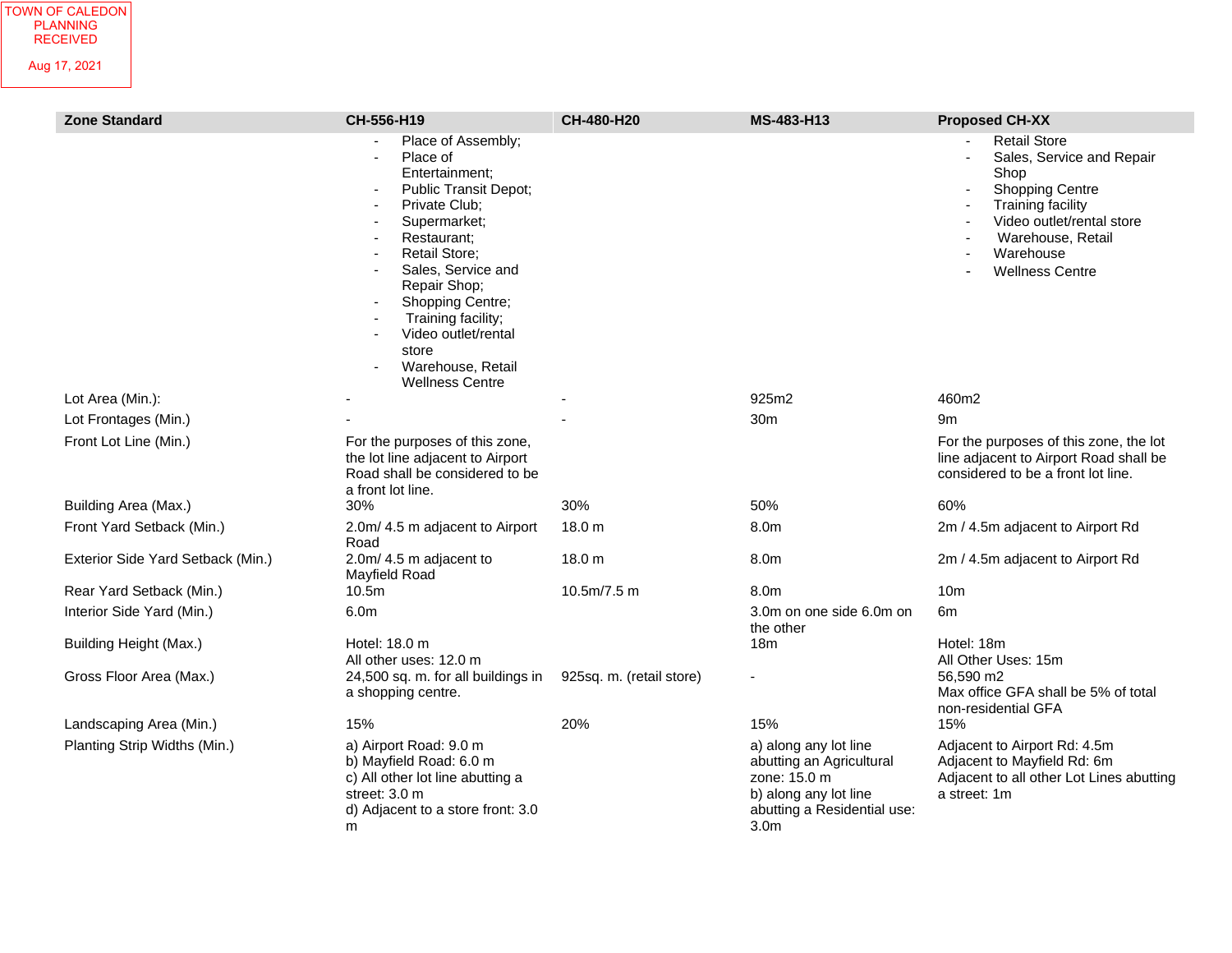TOWN OF CALEDON PLANNING RECEIVED Aug 17, 2021

| Zone Standard | CH-556-H19 | CH-480-H20 | MS-483-H13 | Proposed CH-XX |
|---|---|---|---|---|
| | - Place of Assembly;<br>- Place of Entertainment;<br>- Public Transit Depot;<br>- Private Club;<br>- Supermarket;<br>- Restaurant;<br>- Retail Store;<br>- Sales, Service and Repair Shop;<br>- Shopping Centre;<br>- Training facility;<br>- Video outlet/rental store<br>- Warehouse, Retail Wellness Centre | | | - Retail Store<br>- Sales, Service and Repair Shop<br>- Shopping Centre<br>- Training facility<br>- Video outlet/rental store<br>- Warehouse, Retail<br>- Warehouse<br>- Wellness Centre |
| Lot Area (Min.): | - | - | 925m2 | 460m2 |
| Lot Frontages (Min.) | - | - | 30m | 9m |
| Front Lot Line (Min.) | For the purposes of this zone, the lot line adjacent to Airport Road shall be considered to be a front lot line. | | | For the purposes of this zone, the lot line adjacent to Airport Road shall be considered to be a front lot line. |
| Building Area (Max.) | 30% | 30% | 50% | 60% |
| Front Yard Setback (Min.) | 2.0m/ 4.5 m adjacent to Airport Road | 18.0 m | 8.0m | 2m / 4.5m adjacent to Airport Rd |
| Exterior Side Yard Setback (Min.) | 2.0m/ 4.5 m adjacent to Mayfield Road | 18.0 m | 8.0m | 2m / 4.5m adjacent to Airport Rd |
| Rear Yard Setback (Min.) | 10.5m | 10.5m/7.5 m | 8.0m | 10m |
| Interior Side Yard (Min.) | 6.0m | | 3.0m on one side 6.0m on the other | 6m |
| Building Height (Max.) | Hotel: 18.0 m<br>All other uses: 12.0 m | | 18m | Hotel: 18m<br>All Other Uses: 15m |
| Gross Floor Area (Max.) | 24,500 sq. m. for all buildings in a shopping centre. | 925sq. m. (retail store) | - | 56,590 m2<br>Max office GFA shall be 5% of total non-residential GFA |
| Landscaping Area (Min.) | 15% | 20% | 15% | 15% |
| Planting Strip Widths (Min.) | a) Airport Road: 9.0 m<br>b) Mayfield Road: 6.0 m<br>c) All other lot line abutting a street: 3.0 m<br>d) Adjacent to a store front: 3.0 m | | a) along any lot line abutting an Agricultural zone: 15.0 m<br>b) along any lot line abutting a Residential use: 3.0m | Adjacent to Airport Rd: 4.5m<br>Adjacent to Mayfield Rd: 6m<br>Adjacent to all other Lot Lines abutting a street: 1m |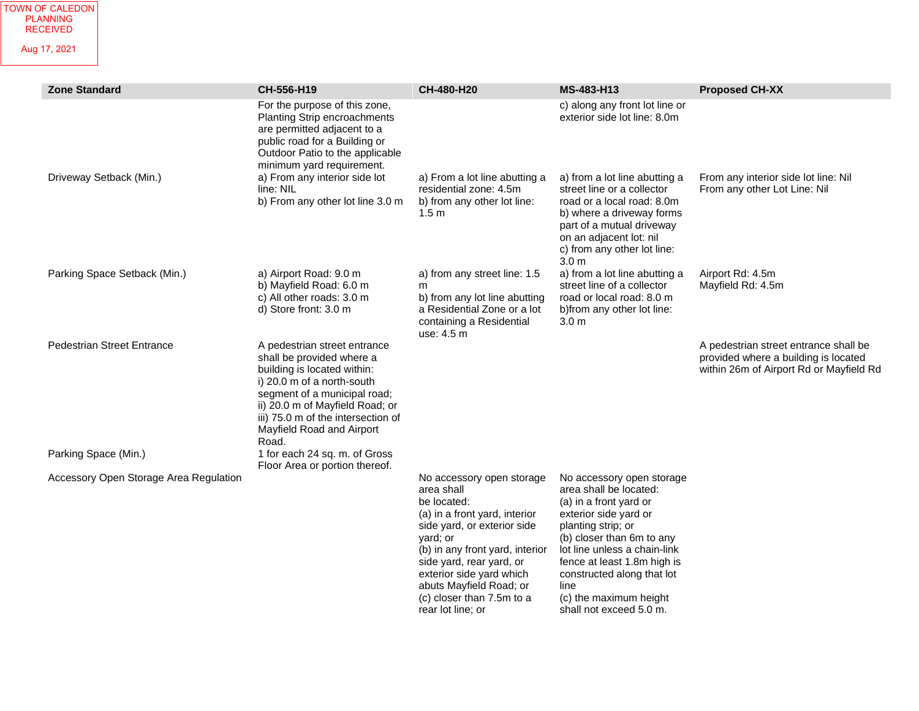TOWN OF CALEDON PLANNING RECEIVED Aug 17, 2021

| Zone Standard | CH-556-H19 | CH-480-H20 | MS-483-H13 | Proposed CH-XX |
|---|---|---|---|---|
| | For the purpose of this zone, Planting Strip encroachments are permitted adjacent to a public road for a Building or Outdoor Patio to the applicable minimum yard requirement. | | c) along any front lot line or exterior side lot line: 8.0m | |
| Driveway Setback (Min.) | a) From any interior side lot line: NIL<br>b) From any other lot line 3.0 m | a) From a lot line abutting a residential zone: 4.5m<br>b) from any other lot line: 1.5 m | a) from a lot line abutting a street line or a collector road or a local road: 8.0m<br>b) where a driveway forms part of a mutual driveway on an adjacent lot: nil<br>c) from any other lot line: 3.0 m | From any interior side lot line: Nil<br>From any other Lot Line: Nil |
| Parking Space Setback (Min.) | a) Airport Road: 9.0 m<br>b) Mayfield Road: 6.0 m<br>c) All other roads: 3.0 m<br>d) Store front: 3.0 m | a) from any street line: 1.5 m<br>b) from any lot line abutting a Residential Zone or a lot containing a Residential use: 4.5 m | a) from a lot line abutting a street line of a collector road or local road: 8.0 m<br>b)from any other lot line: 3.0 m | Airport Rd: 4.5m<br>Mayfield Rd: 4.5m |
| Pedestrian Street Entrance | A pedestrian street entrance shall be provided where a building is located within:<br>i) 20.0 m of a north-south segment of a municipal road;<br>ii) 20.0 m of Mayfield Road; or<br>iii) 75.0 m of the intersection of Mayfield Road and Airport Road. | | | A pedestrian street entrance shall be provided where a building is located within 26m of Airport Rd or Mayfield Rd |
| Parking Space (Min.) | 1 for each 24 sq. m. of Gross Floor Area or portion thereof. | | | |
| Accessory Open Storage Area Regulation | | No accessory open storage area shall be located:<br>(a) in a front yard, interior side yard, or exterior side yard; or<br>(b) in any front yard, interior side yard, rear yard, or exterior side yard which abuts Mayfield Road; or<br>(c) closer than 7.5m to a rear lot line; or | No accessory open storage area shall be located:<br>(a) in a front yard or exterior side yard or planting strip; or<br>(b) closer than 6m to any lot line unless a chain-link fence at least 1.8m high is constructed along that lot line<br>(c) the maximum height shall not exceed 5.0 m. | |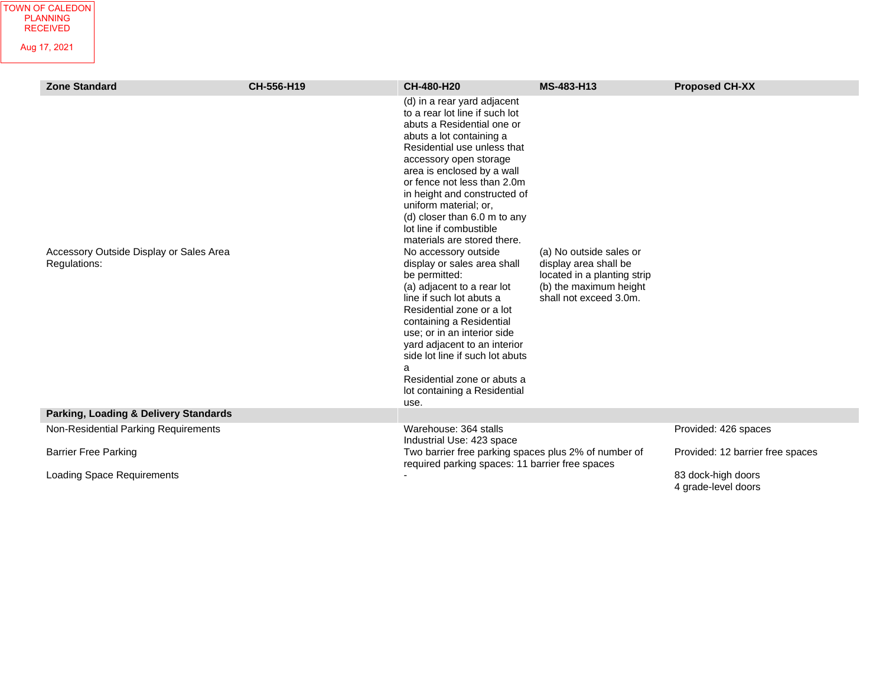TOWN OF CALEDON PLANNING RECEIVED Aug 17, 2021

| Zone Standard | CH-556-H19 | CH-480-H20 | MS-483-H13 | Proposed CH-XX |
|---|---|---|---|---|
| | | (d) in a rear yard adjacent to a rear lot line if such lot abuts a Residential one or abuts a lot containing a Residential use unless that accessory open storage area is enclosed by a wall or fence not less than 2.0m in height and constructed of uniform material; or, (d) closer than 6.0 m to any lot line if combustible materials are stored there. | | |
| Accessory Outside Display or Sales Area Regulations: | | No accessory outside display or sales area shall be permitted: (a) adjacent to a rear lot line if such lot abuts a Residential zone or a lot containing a Residential use; or in an interior side yard adjacent to an interior side lot line if such lot abuts a Residential zone or abuts a lot containing a Residential use. | (a) No outside sales or display area shall be located in a planting strip (b) the maximum height shall not exceed 3.0m. | |
| **Parking, Loading & Delivery Standards** | | | | |
| Non-Residential Parking Requirements | | Warehouse: 364 stalls Industrial Use: 423 space | | Provided: 426 spaces |
| Barrier Free Parking | | Two barrier free parking spaces plus 2% of number of required parking spaces: 11 barrier free spaces | | Provided: 12 barrier free spaces |
| Loading Space Requirements | | - | | 83 dock-high doors 4 grade-level doors |